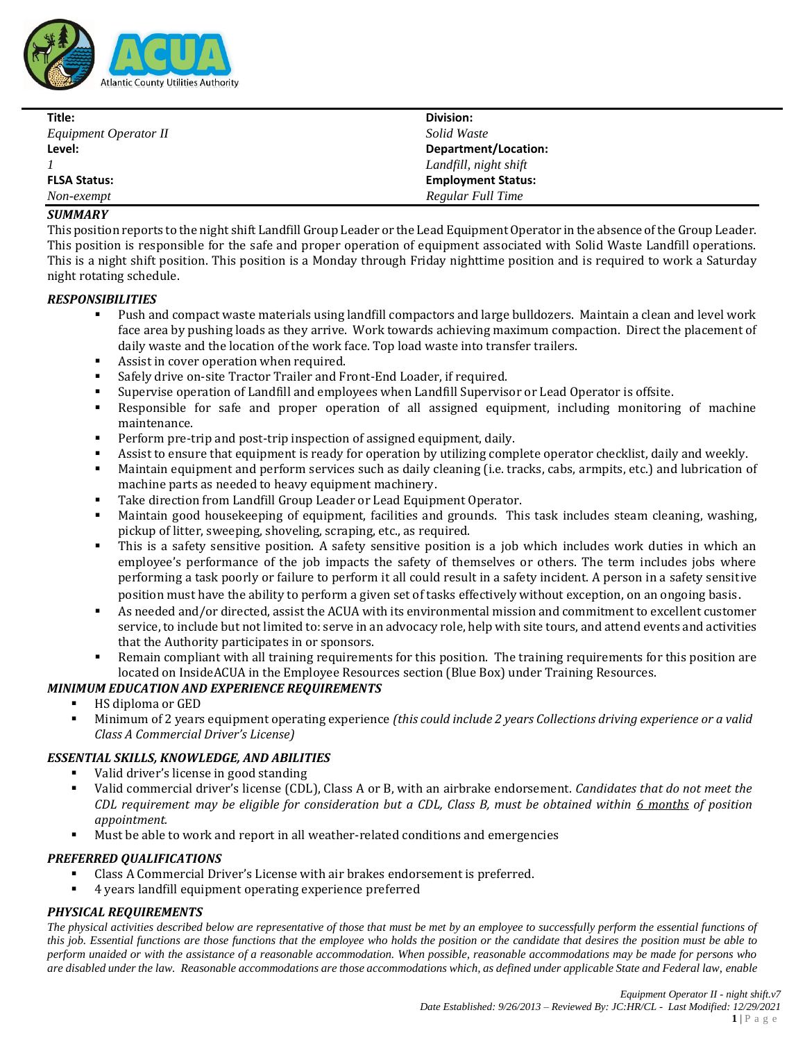Atlantic County Utilities Authority

| Title: | Division: |
|---|---|
| *Equipment Operator II* | *Solid Waste* |
| **Level:** | **Department/Location:** |
| *1* | *Landfill, night shift* |
| **FLSA Status:** | **Employment Status:** |
| *Non-exempt* | *Regular Full Time* |

### *SUMMARY*

This position reports to the night shift Landfill Group Leader or the Lead Equipment Operator in the absence of the Group Leader. This position is responsible for the safe and proper operation of equipment associated with Solid Waste Landfill operations. This is a night shift position. This position is a Monday through Friday nighttime position and is required to work a Saturday night rotating schedule.

### *RESPONSIBILITIES*

- Push and compact waste materials using landfill compactors and large bulldozers. Maintain a clean and level work face area by pushing loads as they arrive. Work towards achieving maximum compaction. Direct the placement of daily waste and the location of the work face. Top load waste into transfer trailers.
- Assist in cover operation when required.
- Safely drive on-site Tractor Trailer and Front-End Loader, if required.
- Supervise operation of Landfill and employees when Landfill Supervisor or Lead Operator is offsite.
- Responsible for safe and proper operation of all assigned equipment, including monitoring of machine maintenance.
- Perform pre-trip and post-trip inspection of assigned equipment, daily.
- Assist to ensure that equipment is ready for operation by utilizing complete operator checklist, daily and weekly.
- Maintain equipment and perform services such as daily cleaning (i.e. tracks, cabs, armpits, etc.) and lubrication of machine parts as needed to heavy equipment machinery.
- Take direction from Landfill Group Leader or Lead Equipment Operator.
- Maintain good housekeeping of equipment, facilities and grounds. This task includes steam cleaning, washing, pickup of litter, sweeping, shoveling, scraping, etc., as required.
- This is a safety sensitive position. A safety sensitive position is a job which includes work duties in which an employee's performance of the job impacts the safety of themselves or others. The term includes jobs where performing a task poorly or failure to perform it all could result in a safety incident. A person in a safety sensitive position must have the ability to perform a given set of tasks effectively without exception, on an ongoing basis.
- As needed and/or directed, assist the ACUA with its environmental mission and commitment to excellent customer service, to include but not limited to: serve in an advocacy role, help with site tours, and attend events and activities that the Authority participates in or sponsors.
- Remain compliant with all training requirements for this position. The training requirements for this position are located on InsideACUA in the Employee Resources section (Blue Box) under Training Resources.

### *MINIMUM EDUCATION AND EXPERIENCE REQUIREMENTS*

- HS diploma or GED
- Minimum of 2 years equipment operating experience *(this could include 2 years Collections driving experience or a valid Class A Commercial Driver's License)*

### *ESSENTIAL SKILLS, KNOWLEDGE, AND ABILITIES*

- Valid driver's license in good standing
- Valid commercial driver's license (CDL), Class A or B, with an airbrake endorsement. *Candidates that do not meet the CDL requirement may be eligible for consideration but a CDL, Class B, must be obtained within 6 months of position appointment.*
- Must be able to work and report in all weather-related conditions and emergencies

### *PREFERRED QUALIFICATIONS*

- Class A Commercial Driver's License with air brakes endorsement is preferred.
- 4 years landfill equipment operating experience preferred

### *PHYSICAL REQUIREMENTS*

*The physical activities described below are representative of those that must be met by an employee to successfully perform the essential functions of this job. Essential functions are those functions that the employee who holds the position or the candidate that desires the position must be able to perform unaided or with the assistance of a reasonable accommodation. When possible, reasonable accommodations may be made for persons who are disabled under the law. Reasonable accommodations are those accommodations which, as defined under applicable State and Federal law, enable*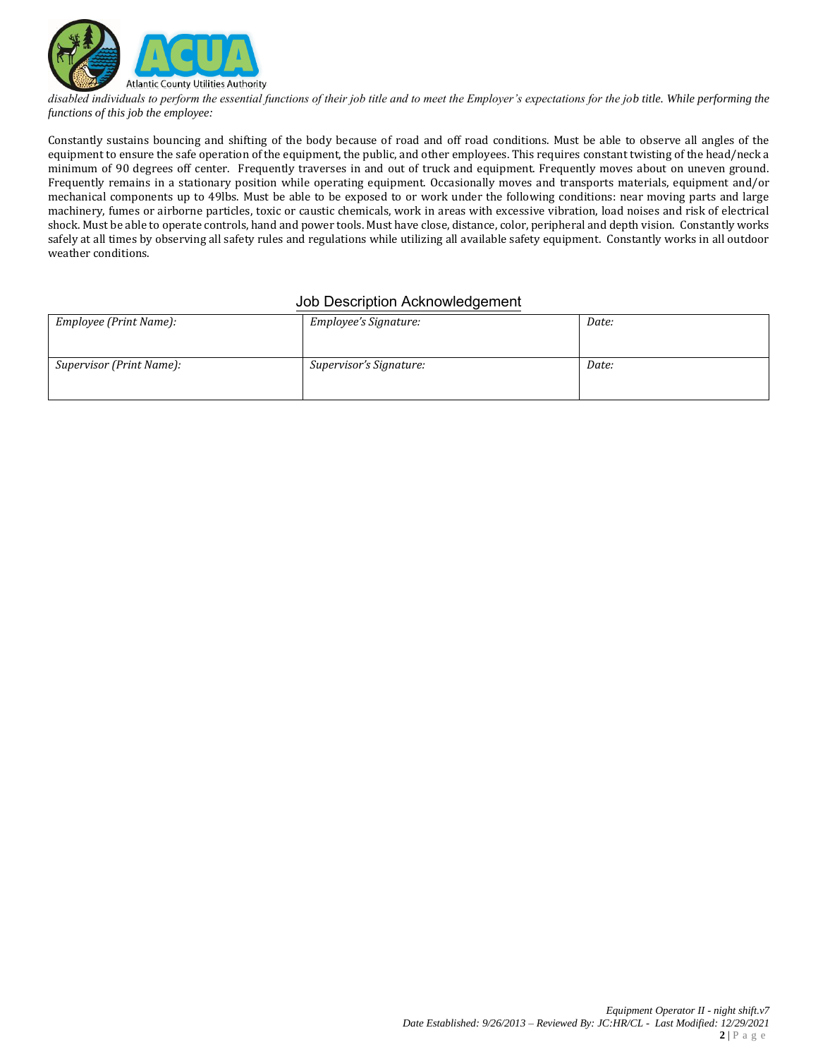*disabled individuals to perform the essential functions of their job title and to meet the Employer's expectations for the job title. While performing the functions of this job the employee:*

Constantly sustains bouncing and shifting of the body because of road and off road conditions. Must be able to observe all angles of the equipment to ensure the safe operation of the equipment, the public, and other employees. This requires constant twisting of the head/neck a minimum of 90 degrees off center. Frequently traverses in and out of truck and equipment. Frequently moves about on uneven ground. Frequently remains in a stationary position while operating equipment. Occasionally moves and transports materials, equipment and/or mechanical components up to 49lbs. Must be able to be exposed to or work under the following conditions: near moving parts and large machinery, fumes or airborne particles, toxic or caustic chemicals, work in areas with excessive vibration, load noises and risk of electrical shock. Must be able to operate controls, hand and power tools. Must have close, distance, color, peripheral and depth vision. Constantly works safely at all times by observing all safety rules and regulations while utilizing all available safety equipment. Constantly works in all outdoor weather conditions.

## Job Description Acknowledgement

| | | |
|---|---|---|
| *Employee (Print Name):* | *Employee's Signature:* | *Date:* |
| *Supervisor (Print Name):* | *Supervisor's Signature:* | *Date:* |